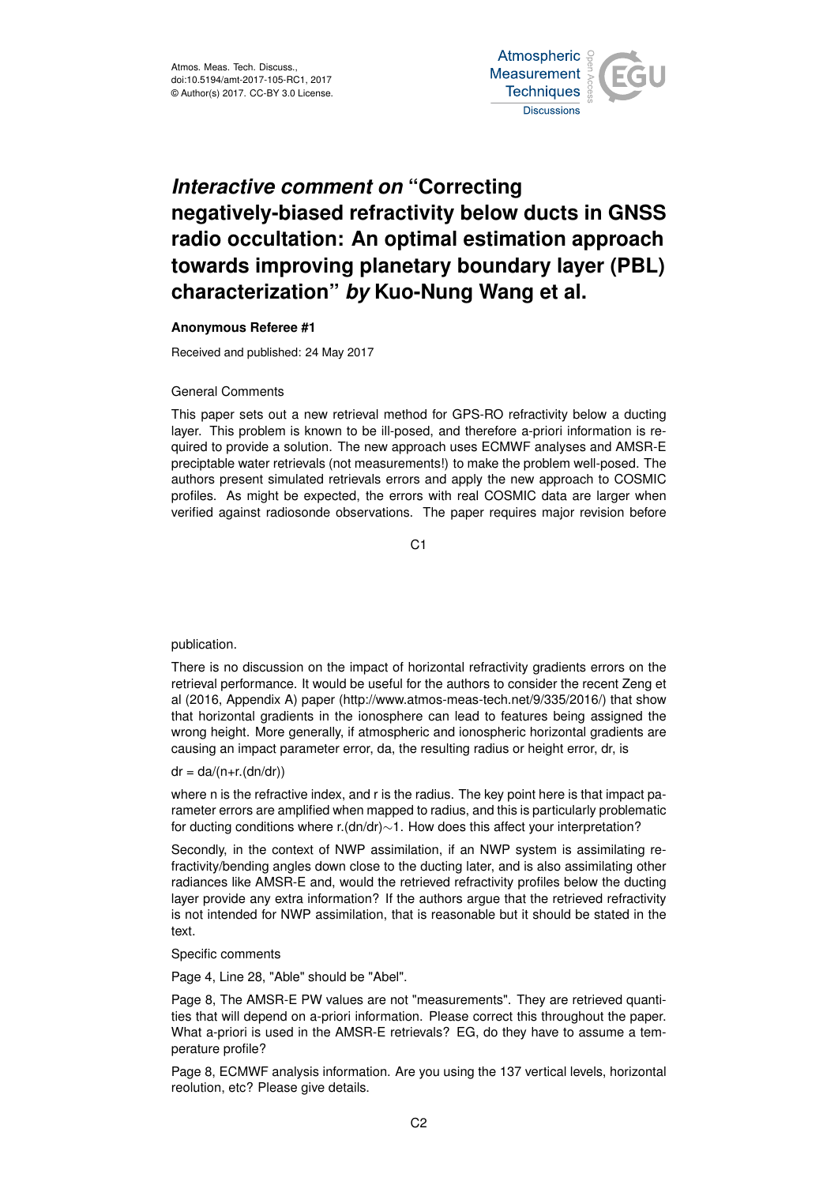# *Interactive comment on* "Correcting negatively-biased refractivity below ducts in GNSS radio occultation: An optimal estimation approach towards improving planetary boundary layer (PBL) characterization" *by* Kuo-Nung Wang et al.

**Anonymous Referee #1**

Received and published: 24 May 2017

General Comments

This paper sets out a new retrieval method for GPS-RO refractivity below a ducting layer. This problem is known to be ill-posed, and therefore a-priori information is required to provide a solution. The new approach uses ECMWF analyses and AMSR-E preciptable water retrievals (not measurements!) to make the problem well-posed. The authors present simulated retrievals errors and apply the new approach to COSMIC profiles. As might be expected, the errors with real COSMIC data are larger when verified against radiosonde observations. The paper requires major revision before publication.

There is no discussion on the impact of horizontal refractivity gradients errors on the retrieval performance. It would be useful for the authors to consider the recent Zeng et al (2016, Appendix A) paper (http://www.atmos-meas-tech.net/9/335/2016/) that show that horizontal gradients in the ionosphere can lead to features being assigned the wrong height. More generally, if atmospheric and ionospheric horizontal gradients are causing an impact parameter error, da, the resulting radius or height error, dr, is

$$dr = da/(n+r.(dn/dr))$$

where n is the refractive index, and r is the radius. The key point here is that impact parameter errors are amplified when mapped to radius, and this is particularly problematic for ducting conditions where $r.(dn/dr) \sim 1$. How does this affect your interpretation?

Secondly, in the context of NWP assimilation, if an NWP system is assimilating refractivity/bending angles down close to the ducting later, and is also assimilating other radiances like AMSR-E and, would the retrieved refractivity profiles below the ducting layer provide any extra information? If the authors argue that the retrieved refractivity is not intended for NWP assimilation, that is reasonable but it should be stated in the text.

Specific comments

Page 4, Line 28, "Able" should be "Abel".

Page 8, The AMSR-E PW values are not "measurements". They are retrieved quantities that will depend on a-priori information. Please correct this throughout the paper. What a-priori is used in the AMSR-E retrievals? EG, do they have to assume a temperature profile?

Page 8, ECMWF analysis information. Are you using the 137 vertical levels, horizontal reolution, etc? Please give details.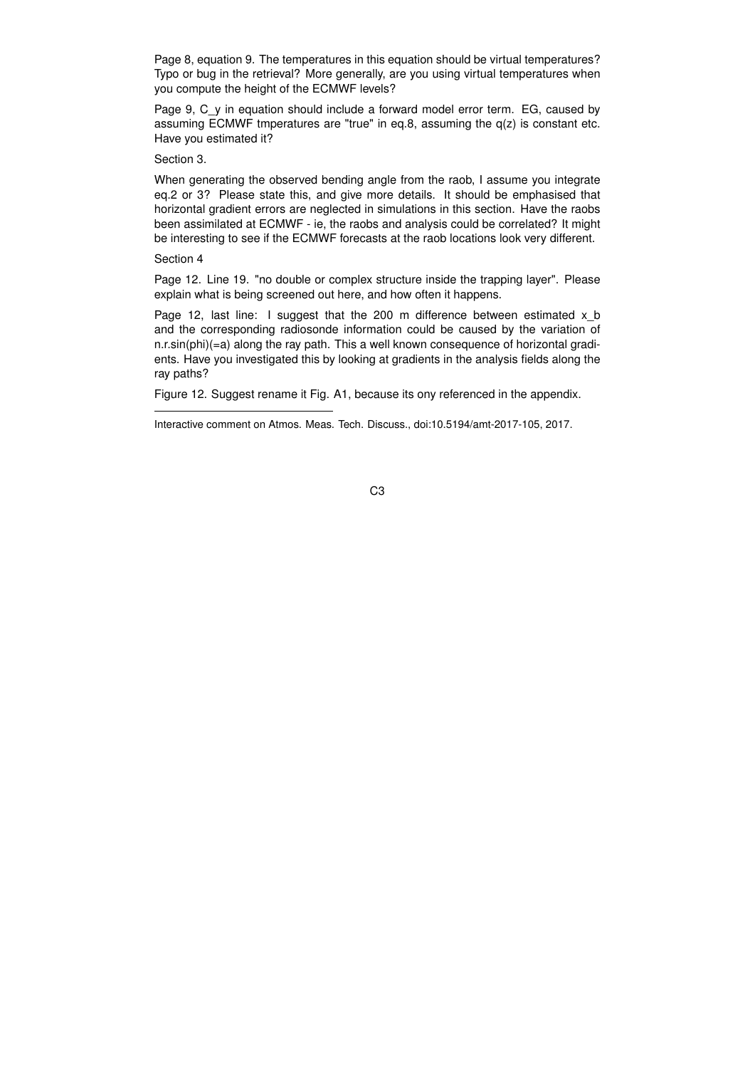Page 8, equation 9. The temperatures in this equation should be virtual temperatures? Typo or bug in the retrieval? More generally, are you using virtual temperatures when you compute the height of the ECMWF levels?

Page 9, $C_y$ in equation should include a forward model error term. EG, caused by assuming ECMWF tmperatures are "true" in eq.8, assuming the $q(z)$ is constant etc. Have you estimated it?

Section 3.

When generating the observed bending angle from the raob, I assume you integrate eq.2 or 3? Please state this, and give more details. It should be emphasised that horizontal gradient errors are neglected in simulations in this section. Have the raobs been assimilated at ECMWF - ie, the raobs and analysis could be correlated? It might be interesting to see if the ECMWF forecasts at the raob locations look very different.

Section 4

Page 12. Line 19. "no double or complex structure inside the trapping layer". Please explain what is being screened out here, and how often it happens.

Page 12, last line: I suggest that the 200 m difference between estimated $x_b$ and the corresponding radiosonde information could be caused by the variation of $n.r.\sin(\phi)(=a)$ along the ray path. This a well known consequence of horizontal gradients. Have you investigated this by looking at gradients in the analysis fields along the ray paths?

Figure 12. Suggest rename it Fig. A1, because its ony referenced in the appendix.

---

Interactive comment on Atmos. Meas. Tech. Discuss., doi:10.5194/amt-2017-105, 2017.